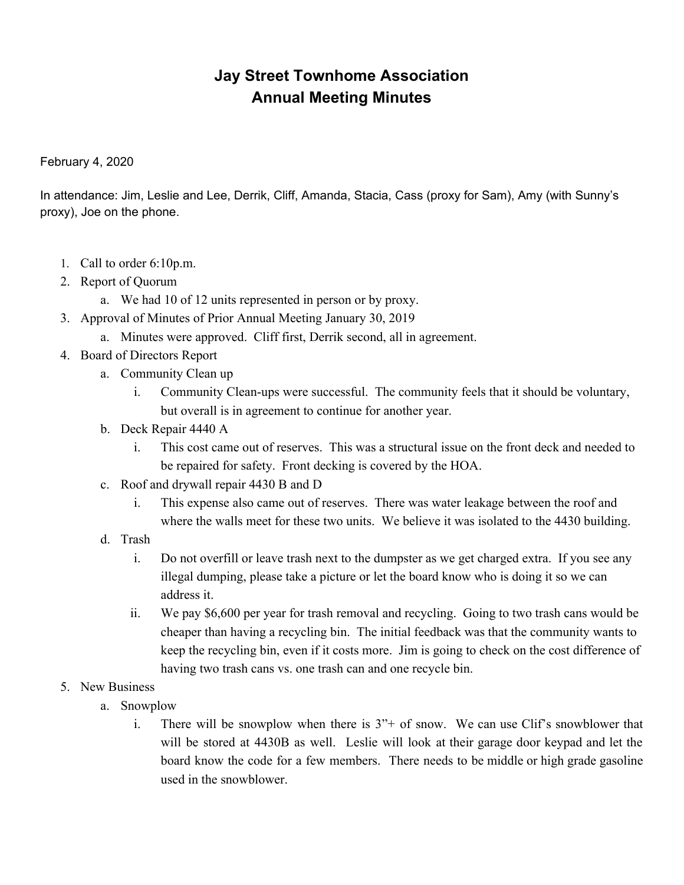# Jay Street Townhome Association
# Annual Meeting Minutes

February 4, 2020

In attendance: Jim, Leslie and Lee, Derrik, Cliff, Amanda, Stacia, Cass (proxy for Sam), Amy (with Sunny's proxy), Joe on the phone.

1. Call to order 6:10p.m.
2. Report of Quorum
   a. We had 10 of 12 units represented in person or by proxy.
3. Approval of Minutes of Prior Annual Meeting January 30, 2019
   a. Minutes were approved. Cliff first, Derrik second, all in agreement.
4. Board of Directors Report
   a. Community Clean up
      i. Community Clean-ups were successful. The community feels that it should be voluntary, but overall is in agreement to continue for another year.
   b. Deck Repair 4440 A
      i. This cost came out of reserves. This was a structural issue on the front deck and needed to be repaired for safety. Front decking is covered by the HOA.
   c. Roof and drywall repair 4430 B and D
      i. This expense also came out of reserves. There was water leakage between the roof and where the walls meet for these two units. We believe it was isolated to the 4430 building.
   d. Trash
      i. Do not overfill or leave trash next to the dumpster as we get charged extra. If you see any illegal dumping, please take a picture or let the board know who is doing it so we can address it.
      ii. We pay $6,600 per year for trash removal and recycling. Going to two trash cans would be cheaper than having a recycling bin. The initial feedback was that the community wants to keep the recycling bin, even if it costs more. Jim is going to check on the cost difference of having two trash cans vs. one trash can and one recycle bin.
5. New Business
   a. Snowplow
      i. There will be snowplow when there is 3"+ of snow. We can use Clif's snowblower that will be stored at 4430B as well. Leslie will look at their garage door keypad and let the board know the code for a few members. There needs to be middle or high grade gasoline used in the snowblower.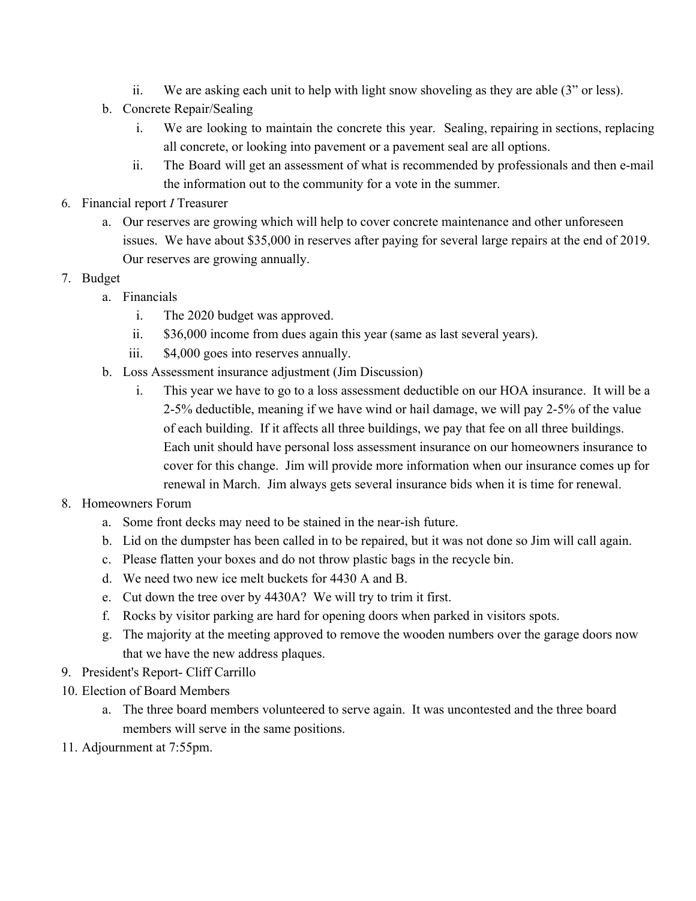ii. We are asking each unit to help with light snow shoveling as they are able (3" or less).

b. Concrete Repair/Sealing
   i. We are looking to maintain the concrete this year. Sealing, repairing in sections, replacing all concrete, or looking into pavement or a pavement seal are all options.
   ii. The Board will get an assessment of what is recommended by professionals and then e-mail the information out to the community for a vote in the summer.

6. Financial report *I* Treasurer
   a. Our reserves are growing which will help to cover concrete maintenance and other unforeseen issues. We have about $35,000 in reserves after paying for several large repairs at the end of 2019. Our reserves are growing annually.
7. Budget
   a. Financials
      i. The 2020 budget was approved.
      ii. $36,000 income from dues again this year (same as last several years).
      iii. $4,000 goes into reserves annually.
   b. Loss Assessment insurance adjustment (Jim Discussion)
      i. This year we have to go to a loss assessment deductible on our HOA insurance. It will be a 2-5% deductible, meaning if we have wind or hail damage, we will pay 2-5% of the value of each building. If it affects all three buildings, we pay that fee on all three buildings. Each unit should have personal loss assessment insurance on our homeowners insurance to cover for this change. Jim will provide more information when our insurance comes up for renewal in March. Jim always gets several insurance bids when it is time for renewal.
8. Homeowners Forum
   a. Some front decks may need to be stained in the near-ish future.
   b. Lid on the dumpster has been called in to be repaired, but it was not done so Jim will call again.
   c. Please flatten your boxes and do not throw plastic bags in the recycle bin.
   d. We need two new ice melt buckets for 4430 A and B.
   e. Cut down the tree over by 4430A? We will try to trim it first.
   f. Rocks by visitor parking are hard for opening doors when parked in visitors spots.
   g. The majority at the meeting approved to remove the wooden numbers over the garage doors now that we have the new address plaques.
9. President's Report- Cliff Carrillo
10. Election of Board Members
    a. The three board members volunteered to serve again. It was uncontested and the three board members will serve in the same positions.
11. Adjournment at 7:55pm.